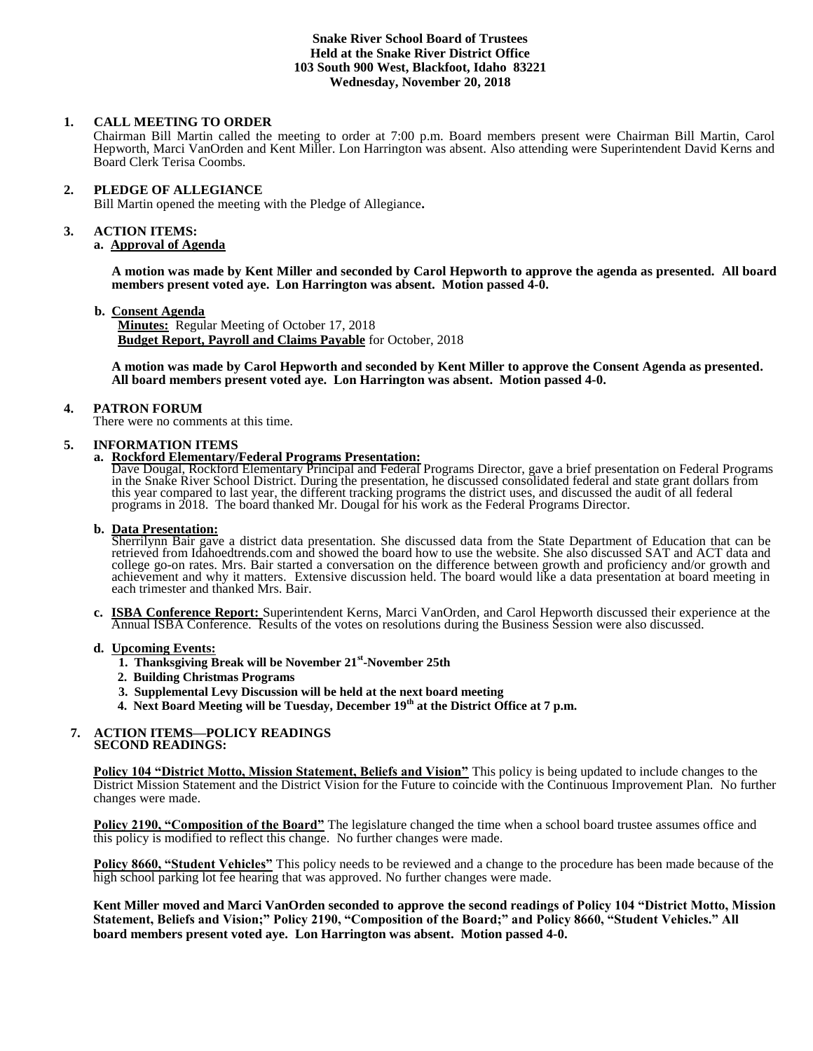**Snake River School Board of Trustees**
**Held at the Snake River District Office**
**103 South 900 West, Blackfoot, Idaho 83221**
**Wednesday, November 20, 2018**

## 1. CALL MEETING TO ORDER

Chairman Bill Martin called the meeting to order at 7:00 p.m. Board members present were Chairman Bill Martin, Carol Hepworth, Marci VanOrden and Kent Miller. Lon Harrington was absent. Also attending were Superintendent David Kerns and Board Clerk Terisa Coombs.

## 2. PLEDGE OF ALLEGIANCE

Bill Martin opened the meeting with the Pledge of Allegiance**.**

## 3. ACTION ITEMS:

**a. Approval of Agenda**

**A motion was made by Kent Miller and seconded by Carol Hepworth to approve the agenda as presented. All board members present voted aye. Lon Harrington was absent. Motion passed 4-0.**

**b. Consent Agenda**

**Minutes:** Regular Meeting of October 17, 2018
**Budget Report, Payroll and Claims Payable** for October, 2018

**A motion was made by Carol Hepworth and seconded by Kent Miller to approve the Consent Agenda as presented. All board members present voted aye. Lon Harrington was absent. Motion passed 4-0.**

## 4. PATRON FORUM

There were no comments at this time.

## 5. INFORMATION ITEMS

**a. Rockford Elementary/Federal Programs Presentation:**

Dave Dougal, Rockford Elementary Principal and Federal Programs Director, gave a brief presentation on Federal Programs in the Snake River School District. During the presentation, he discussed consolidated federal and state grant dollars from this year compared to last year, the different tracking programs the district uses, and discussed the audit of all federal programs in 2018. The board thanked Mr. Dougal for his work as the Federal Programs Director.

**b. Data Presentation:**

Sherrilynn Bair gave a district data presentation. She discussed data from the State Department of Education that can be retrieved from Idahoedtrends.com and showed the board how to use the website. She also discussed SAT and ACT data and college go-on rates. Mrs. Bair started a conversation on the difference between growth and proficiency and/or growth and achievement and why it matters. Extensive discussion held. The board would like a data presentation at board meeting in each trimester and thanked Mrs. Bair.

**c. ISBA Conference Report:** Superintendent Kerns, Marci VanOrden, and Carol Hepworth discussed their experience at the Annual ISBA Conference. Results of the votes on resolutions during the Business Session were also discussed.

**d. Upcoming Events:**

1. **Thanksgiving Break will be November 21st-November 25th**
2. **Building Christmas Programs**
3. **Supplemental Levy Discussion will be held at the next board meeting**
4. **Next Board Meeting will be Tuesday, December 19th at the District Office at 7 p.m.**

## 7. ACTION ITEMS—POLICY READINGS

**SECOND READINGS:**

**Policy 104 "District Motto, Mission Statement, Beliefs and Vision"** This policy is being updated to include changes to the District Mission Statement and the District Vision for the Future to coincide with the Continuous Improvement Plan. No further changes were made.

**Policy 2190, "Composition of the Board"** The legislature changed the time when a school board trustee assumes office and this policy is modified to reflect this change. No further changes were made.

**Policy 8660, "Student Vehicles"** This policy needs to be reviewed and a change to the procedure has been made because of the high school parking lot fee hearing that was approved. No further changes were made.

**Kent Miller moved and Marci VanOrden seconded to approve the second readings of Policy 104 "District Motto, Mission Statement, Beliefs and Vision;" Policy 2190, "Composition of the Board;" and Policy 8660, "Student Vehicles." All board members present voted aye. Lon Harrington was absent. Motion passed 4-0.**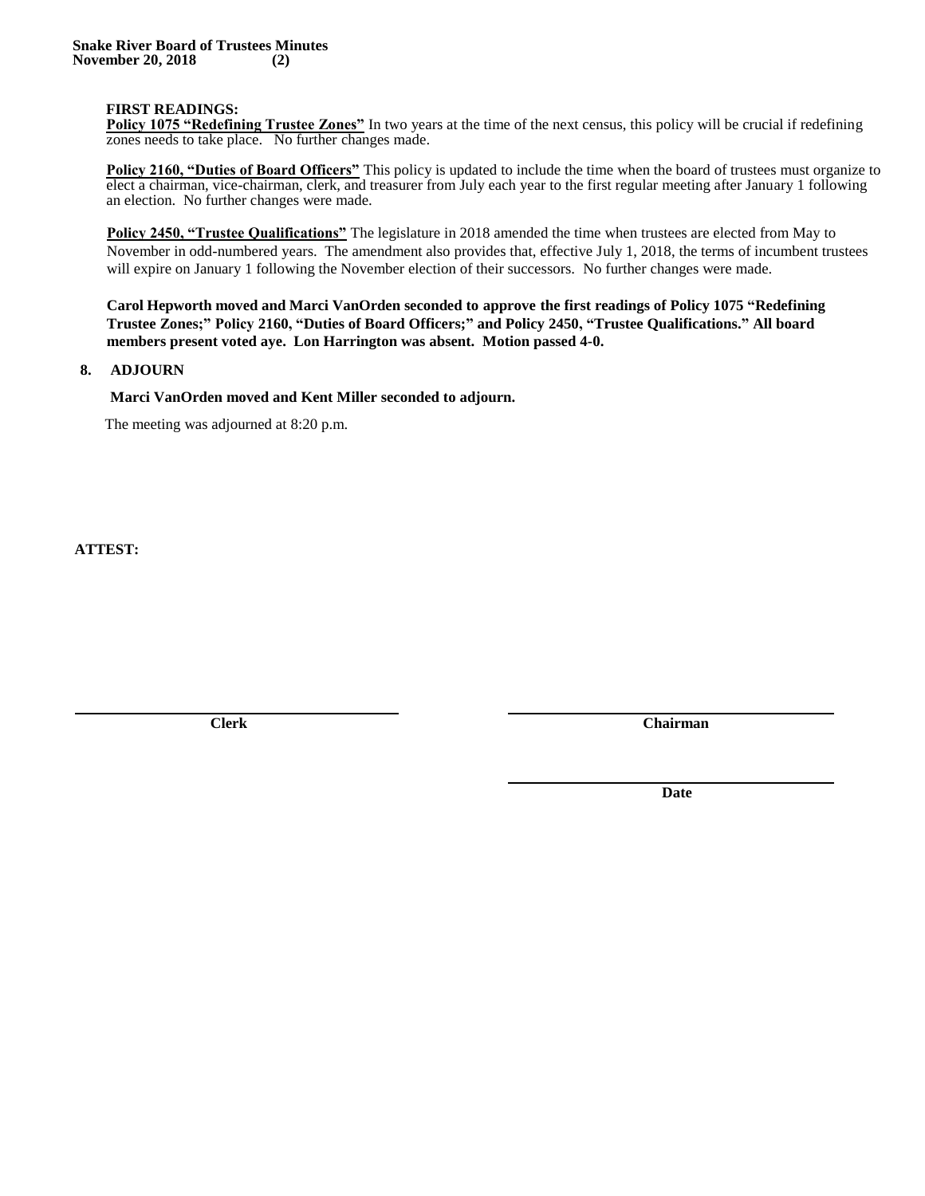**FIRST READINGS:**

**Policy 1075 "Redefining Trustee Zones"** In two years at the time of the next census, this policy will be crucial if redefining zones needs to take place. No further changes made.

**Policy 2160, "Duties of Board Officers"** This policy is updated to include the time when the board of trustees must organize to elect a chairman, vice-chairman, clerk, and treasurer from July each year to the first regular meeting after January 1 following an election. No further changes were made.

**Policy 2450, "Trustee Qualifications"** The legislature in 2018 amended the time when trustees are elected from May to November in odd-numbered years. The amendment also provides that, effective July 1, 2018, the terms of incumbent trustees will expire on January 1 following the November election of their successors. No further changes were made.

**Carol Hepworth moved and Marci VanOrden seconded to approve the first readings of Policy 1075 "Redefining Trustee Zones;" Policy 2160, "Duties of Board Officers;" and Policy 2450, "Trustee Qualifications." All board members present voted aye. Lon Harrington was absent. Motion passed 4-0.**

**8. ADJOURN**

**Marci VanOrden moved and Kent Miller seconded to adjourn.**

The meeting was adjourned at 8:20 p.m.

**ATTEST:**

______________________________ **Clerk**

______________________________ **Chairman**

______________________________ **Date**